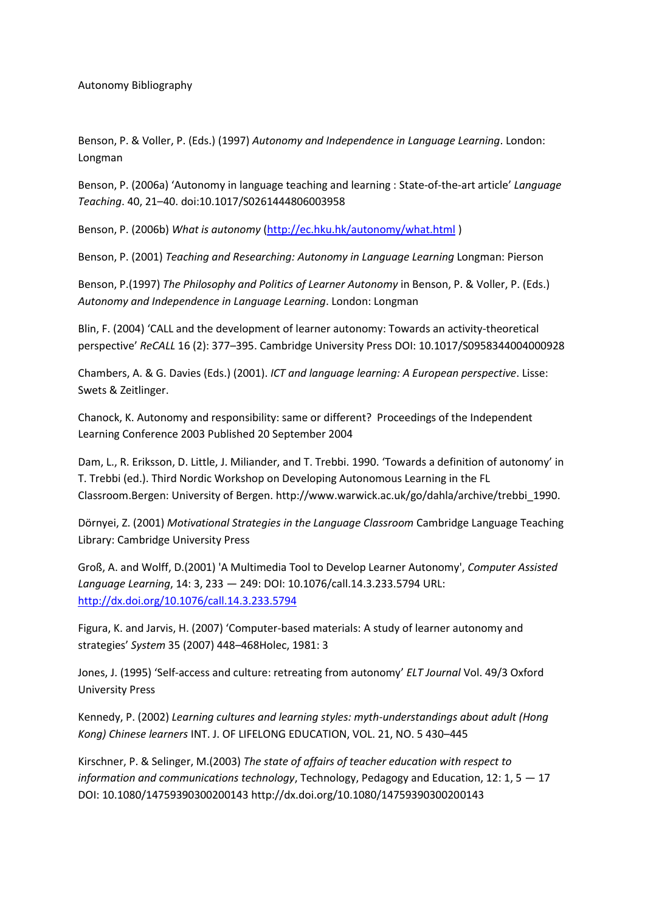Autonomy Bibliography

Benson, P. & Voller, P. (Eds.) (1997) *Autonomy and Independence in Language Learning*. London: Longman

Benson, P. (2006a) 'Autonomy in language teaching and learning : State-of-the-art article' *Language Teaching*. 40, 21–40. doi:10.1017/S0261444806003958

Benson, P. (2006b) *What is autonomy* (http://ec.hku.hk/autonomy/what.html )

Benson, P. (2001) *Teaching and Researching: Autonomy in Language Learning* Longman: Pierson

Benson, P.(1997) *The Philosophy and Politics of Learner Autonomy* in Benson, P. & Voller, P. (Eds.) *Autonomy and Independence in Language Learning*. London: Longman

Blin, F. (2004) 'CALL and the development of learner autonomy: Towards an activity-theoretical perspective' *ReCALL* 16 (2): 377–395. Cambridge University Press DOI: 10.1017/S0958344004000928

Chambers, A. & G. Davies (Eds.) (2001). *ICT and language learning: A European perspective*. Lisse: Swets & Zeitlinger.

Chanock, K. Autonomy and responsibility: same or different? Proceedings of the Independent Learning Conference 2003 Published 20 September 2004

Dam, L., R. Eriksson, D. Little, J. Miliander, and T. Trebbi. 1990. 'Towards a definition of autonomy' in T. Trebbi (ed.). Third Nordic Workshop on Developing Autonomous Learning in the FL Classroom.Bergen: University of Bergen. http://www.warwick.ac.uk/go/dahla/archive/trebbi_1990.

Dörnyei, Z. (2001) *Motivational Strategies in the Language Classroom* Cambridge Language Teaching Library: Cambridge University Press

Groß, A. and Wolff, D.(2001) 'A Multimedia Tool to Develop Learner Autonomy', *Computer Assisted Language Learning*, 14: 3, 233 — 249: DOI: 10.1076/call.14.3.233.5794 URL: http://dx.doi.org/10.1076/call.14.3.233.5794

Figura, K. and Jarvis, H. (2007) 'Computer-based materials: A study of learner autonomy and strategies' *System* 35 (2007) 448–468Holec, 1981: 3

Jones, J. (1995) 'Self-access and culture: retreating from autonomy' *ELT Journal* Vol. 49/3 Oxford University Press

Kennedy, P. (2002) *Learning cultures and learning styles: myth-understandings about adult (Hong Kong) Chinese learners* INT. J. OF LIFELONG EDUCATION, VOL. 21, NO. 5 430–445

Kirschner, P. & Selinger, M.(2003) *The state of affairs of teacher education with respect to information and communications technology*, Technology, Pedagogy and Education, 12: 1, 5 — 17 DOI: 10.1080/14759390300200143 http://dx.doi.org/10.1080/14759390300200143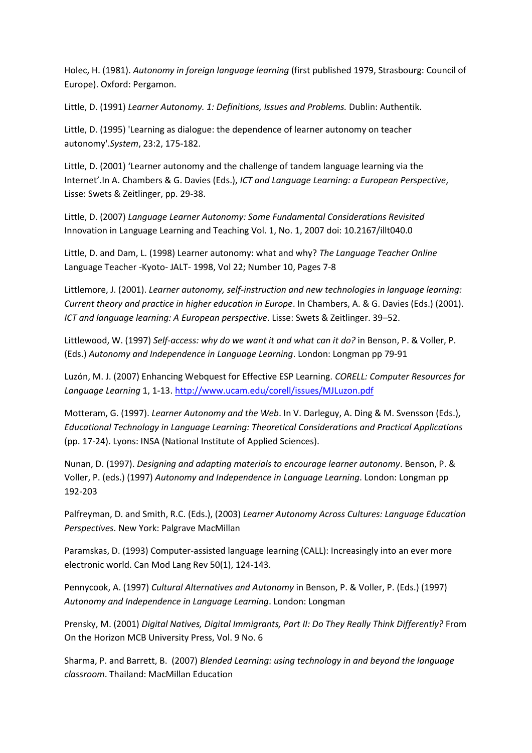Holec, H. (1981). *Autonomy in foreign language learning* (first published 1979, Strasbourg: Council of Europe). Oxford: Pergamon.

Little, D. (1991) *Learner Autonomy. 1: Definitions, Issues and Problems.* Dublin: Authentik.

Little, D. (1995) 'Learning as dialogue: the dependence of learner autonomy on teacher autonomy'.*System*, 23:2, 175-182.

Little, D. (2001) 'Learner autonomy and the challenge of tandem language learning via the Internet'.In A. Chambers & G. Davies (Eds.), *ICT and Language Learning: a European Perspective*, Lisse: Swets & Zeitlinger, pp. 29-38.

Little, D. (2007) *Language Learner Autonomy: Some Fundamental Considerations Revisited* Innovation in Language Learning and Teaching Vol. 1, No. 1, 2007 doi: 10.2167/illt040.0

Little, D. and Dam, L. (1998) Learner autonomy: what and why? *The Language Teacher Online* Language Teacher -Kyoto- JALT- 1998, Vol 22; Number 10, Pages 7-8

Littlemore, J. (2001). *Learner autonomy, self-instruction and new technologies in language learning: Current theory and practice in higher education in Europe*. In Chambers, A. & G. Davies (Eds.) (2001). *ICT and language learning: A European perspective*. Lisse: Swets & Zeitlinger. 39–52.

Littlewood, W. (1997) *Self-access: why do we want it and what can it do?* in Benson, P. & Voller, P. (Eds.) *Autonomy and Independence in Language Learning*. London: Longman pp 79-91

Luzón, M. J. (2007) Enhancing Webquest for Effective ESP Learning. *CORELL: Computer Resources for Language Learning* 1, 1-13. http://www.ucam.edu/corell/issues/MJLuzon.pdf

Motteram, G. (1997). *Learner Autonomy and the Web*. In V. Darleguy, A. Ding & M. Svensson (Eds.), *Educational Technology in Language Learning: Theoretical Considerations and Practical Applications* (pp. 17-24). Lyons: INSA (National Institute of Applied Sciences).

Nunan, D. (1997). *Designing and adapting materials to encourage learner autonomy*. Benson, P. & Voller, P. (eds.) (1997) *Autonomy and Independence in Language Learning*. London: Longman pp 192-203

Palfreyman, D. and Smith, R.C. (Eds.), (2003) *Learner Autonomy Across Cultures: Language Education Perspectives*. New York: Palgrave MacMillan

Paramskas, D. (1993) Computer-assisted language learning (CALL): Increasingly into an ever more electronic world. Can Mod Lang Rev 50(1), 124-143.

Pennycook, A. (1997) *Cultural Alternatives and Autonomy* in Benson, P. & Voller, P. (Eds.) (1997) *Autonomy and Independence in Language Learning*. London: Longman

Prensky, M. (2001) *Digital Natives, Digital Immigrants, Part II: Do They Really Think Differently?* From On the Horizon MCB University Press, Vol. 9 No. 6

Sharma, P. and Barrett, B. (2007) *Blended Learning: using technology in and beyond the language classroom*. Thailand: MacMillan Education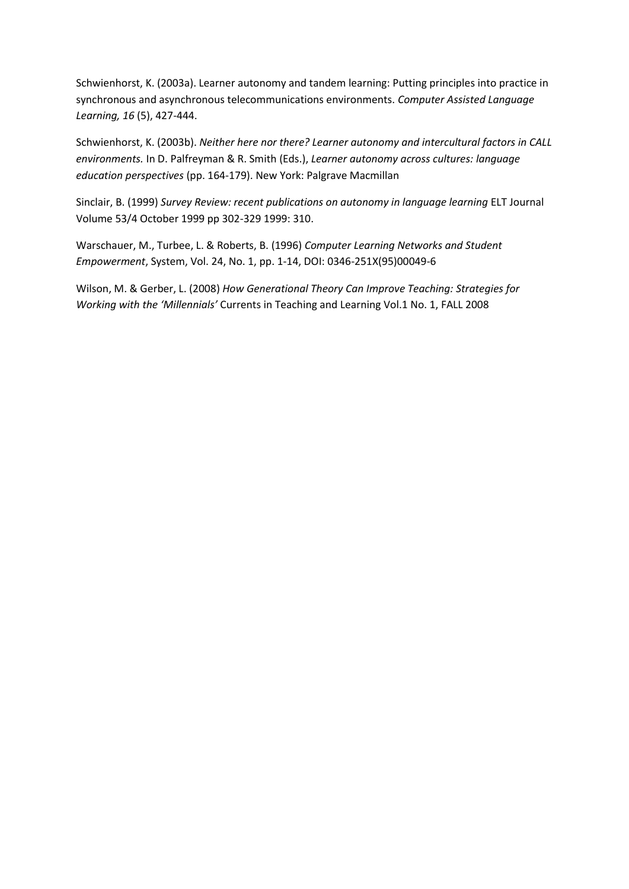Schwienhorst, K. (2003a). Learner autonomy and tandem learning: Putting principles into practice in synchronous and asynchronous telecommunications environments. *Computer Assisted Language Learning, 16* (5), 427-444.

Schwienhorst, K. (2003b). *Neither here nor there? Learner autonomy and intercultural factors in CALL environments.* In D. Palfreyman & R. Smith (Eds.), *Learner autonomy across cultures: language education perspectives* (pp. 164-179). New York: Palgrave Macmillan

Sinclair, B. (1999) *Survey Review: recent publications on autonomy in language learning* ELT Journal Volume 53/4 October 1999 pp 302-329 1999: 310.

Warschauer, M., Turbee, L. & Roberts, B. (1996) *Computer Learning Networks and Student Empowerment*, System, Vol. 24, No. 1, pp. 1-14, DOI: 0346-251X(95)00049-6

Wilson, M. & Gerber, L. (2008) *How Generational Theory Can Improve Teaching: Strategies for Working with the 'Millennials'* Currents in Teaching and Learning Vol.1 No. 1, FALL 2008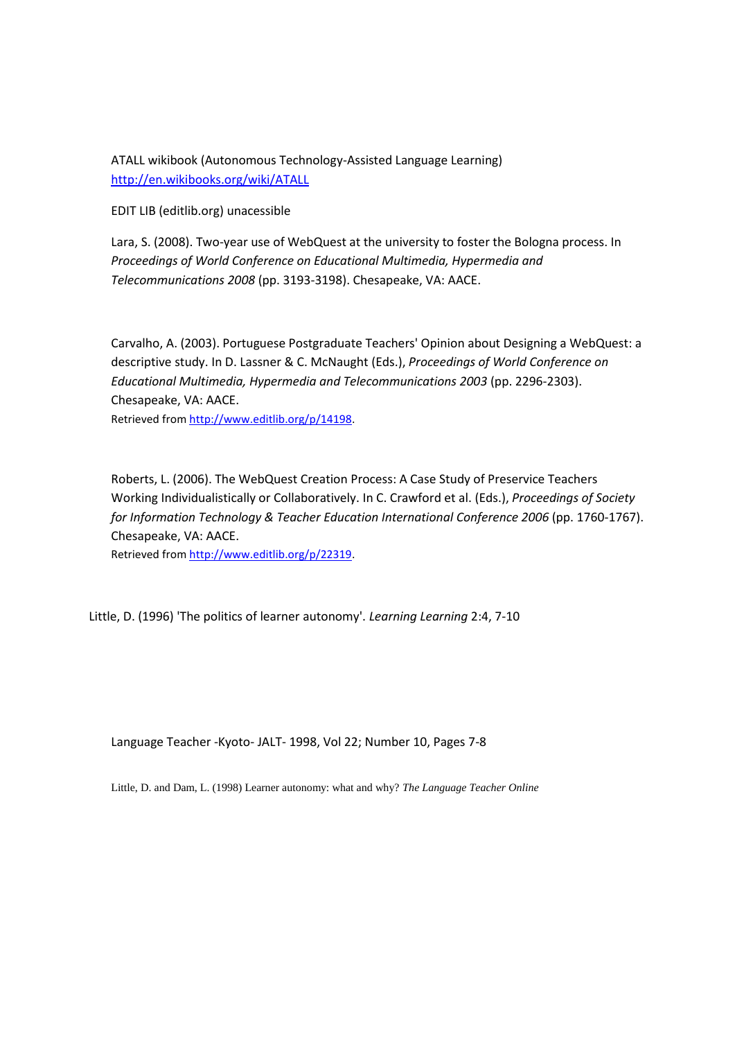ATALL wikibook (Autonomous Technology-Assisted Language Learning)
http://en.wikibooks.org/wiki/ATALL

EDIT LIB (editlib.org) unacessible

Lara, S. (2008). Two-year use of WebQuest at the university to foster the Bologna process. In *Proceedings of World Conference on Educational Multimedia, Hypermedia and Telecommunications 2008* (pp. 3193-3198). Chesapeake, VA: AACE.

Carvalho, A. (2003). Portuguese Postgraduate Teachers' Opinion about Designing a WebQuest: a descriptive study. In D. Lassner & C. McNaught (Eds.), *Proceedings of World Conference on Educational Multimedia, Hypermedia and Telecommunications 2003* (pp. 2296-2303). Chesapeake, VA: AACE.
Retrieved from http://www.editlib.org/p/14198.

Roberts, L. (2006). The WebQuest Creation Process: A Case Study of Preservice Teachers Working Individualistically or Collaboratively. In C. Crawford et al. (Eds.), *Proceedings of Society for Information Technology & Teacher Education International Conference 2006* (pp. 1760-1767). Chesapeake, VA: AACE.
Retrieved from http://www.editlib.org/p/22319.

Little, D. (1996) 'The politics of learner autonomy'. *Learning Learning* 2:4, 7-10

Language Teacher -Kyoto- JALT- 1998, Vol 22; Number 10, Pages 7-8

Little, D. and Dam, L. (1998) Learner autonomy: what and why? *The Language Teacher Online*